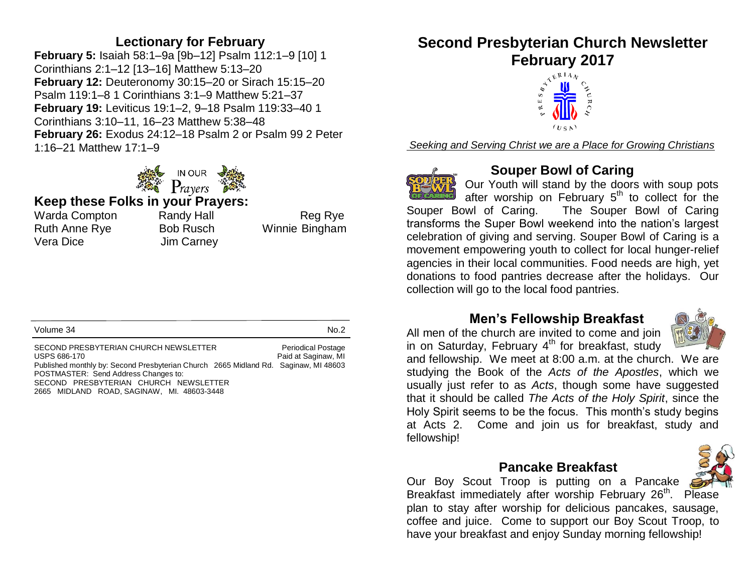## Lectionary for February

**February 5:** Isaiah 58:1–9a [9b–12] Psalm 112:1–9 [10] 1 Corinthians 2:1–12 [13–16] Matthew 5:13–20
**February 12:** Deuteronomy 30:15–20 or Sirach 15:15–20 Psalm 119:1–8 1 Corinthians 3:1–9 Matthew 5:21–37
**February 19:** Leviticus 19:1–2, 9–18 Psalm 119:33–40 1 Corinthians 3:10–11, 16–23 Matthew 5:38–48
**February 26:** Exodus 24:12–18 Psalm 2 or Psalm 99 2 Peter 1:16–21 Matthew 17:1–9

IN OUR Prayers

## Keep these Folks in your Prayers:

| | | |
|---|---|---|
| Warda Compton | Randy Hall | Reg Rye |
| Ruth Anne Rye | Bob Rusch | Winnie Bingham |
| Vera Dice | Jim Carney | |

Volume 34 No.2

SECOND PRESBYTERIAN CHURCH NEWSLETTER Periodical Postage
USPS 686-170 Paid at Saginaw, MI
Published monthly by: Second Presbyterian Church 2665 Midland Rd. Saginaw, MI 48603
POSTMASTER: Send Address Changes to:
SECOND PRESBYTERIAN CHURCH NEWSLETTER
2665 MIDLAND ROAD, SAGINAW, MI. 48603-3448

# Second Presbyterian Church Newsletter February 2017

PRESBYTERIAN CHURCH (USA)

*Seeking and Serving Christ we are a Place for Growing Christians*

## Souper Bowl of Caring

Our Youth will stand by the doors with soup pots after worship on February 5th to collect for the Souper Bowl of Caring. The Souper Bowl of Caring transforms the Super Bowl weekend into the nation's largest celebration of giving and serving. Souper Bowl of Caring is a movement empowering youth to collect for local hunger-relief agencies in their local communities. Food needs are high, yet donations to food pantries decrease after the holidays. Our collection will go to the local food pantries.

## Men's Fellowship Breakfast

All men of the church are invited to come and join in on Saturday, February 4th for breakfast, study and fellowship. We meet at 8:00 a.m. at the church. We are studying the Book of the *Acts of the Apostles*, which we usually just refer to as *Acts*, though some have suggested that it should be called *The Acts of the Holy Spirit*, since the Holy Spirit seems to be the focus. This month's study begins at Acts 2. Come and join us for breakfast, study and fellowship!

## Pancake Breakfast

Our Boy Scout Troop is putting on a Pancake Breakfast immediately after worship February 26th. Please plan to stay after worship for delicious pancakes, sausage, coffee and juice. Come to support our Boy Scout Troop, to have your breakfast and enjoy Sunday morning fellowship!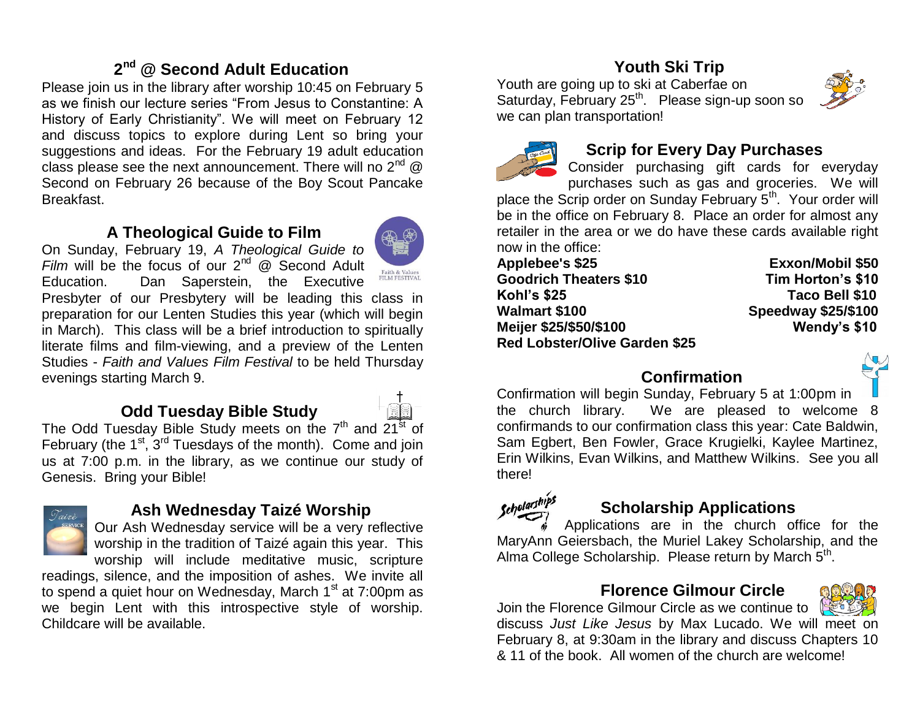## 2nd @ Second Adult Education

Please join us in the library after worship 10:45 on February 5 as we finish our lecture series "From Jesus to Constantine: A History of Early Christianity". We will meet on February 12 and discuss topics to explore during Lent so bring your suggestions and ideas. For the February 19 adult education class please see the next announcement. There will no 2nd @ Second on February 26 because of the Boy Scout Pancake Breakfast.

## A Theological Guide to Film

On Sunday, February 19, *A Theological Guide to Film* will be the focus of our 2nd @ Second Adult Education. Dan Saperstein, the Executive Presbyter of our Presbytery will be leading this class in preparation for our Lenten Studies this year (which will begin in March). This class will be a brief introduction to spiritually literate films and film-viewing, and a preview of the Lenten Studies - *Faith and Values Film Festival* to be held Thursday evenings starting March 9.

## Odd Tuesday Bible Study

The Odd Tuesday Bible Study meets on the 7th and 21st of February (the 1st, 3rd Tuesdays of the month). Come and join us at 7:00 p.m. in the library, as we continue our study of Genesis. Bring your Bible!

## Ash Wednesday Taizé Worship

Our Ash Wednesday service will be a very reflective worship in the tradition of Taizé again this year. This worship will include meditative music, scripture readings, silence, and the imposition of ashes. We invite all to spend a quiet hour on Wednesday, March 1st at 7:00pm as we begin Lent with this introspective style of worship. Childcare will be available.

## Youth Ski Trip

Youth are going up to ski at Caberfae on Saturday, February 25th. Please sign-up soon so we can plan transportation!

## Scrip for Every Day Purchases

Consider purchasing gift cards for everyday purchases such as gas and groceries. We will place the Scrip order on Sunday February 5th. Your order will be in the office on February 8. Place an order for almost any retailer in the area or we do have these cards available right now in the office:

**Applebee's $25** | **Exxon/Mobil $50**
**Goodrich Theaters $10** | **Tim Horton's $10**
**Kohl's $25** | **Taco Bell $10**
**Walmart $100** | **Speedway $25/$100**
**Meijer $25/$50/$100** | **Wendy's $10**
**Red Lobster/Olive Garden $25**

## Confirmation

Confirmation will begin Sunday, February 5 at 1:00pm in the church library. We are pleased to welcome 8 confirmands to our confirmation class this year: Cate Baldwin, Sam Egbert, Ben Fowler, Grace Krugielki, Kaylee Martinez, Erin Wilkins, Evan Wilkins, and Matthew Wilkins. See you all there!

## Scholarship Applications

Applications are in the church office for the MaryAnn Geiersbach, the Muriel Lakey Scholarship, and the Alma College Scholarship. Please return by March 5th.

## Florence Gilmour Circle

Join the Florence Gilmour Circle as we continue to discuss *Just Like Jesus* by Max Lucado. We will meet on February 8, at 9:30am in the library and discuss Chapters 10 & 11 of the book. All women of the church are welcome!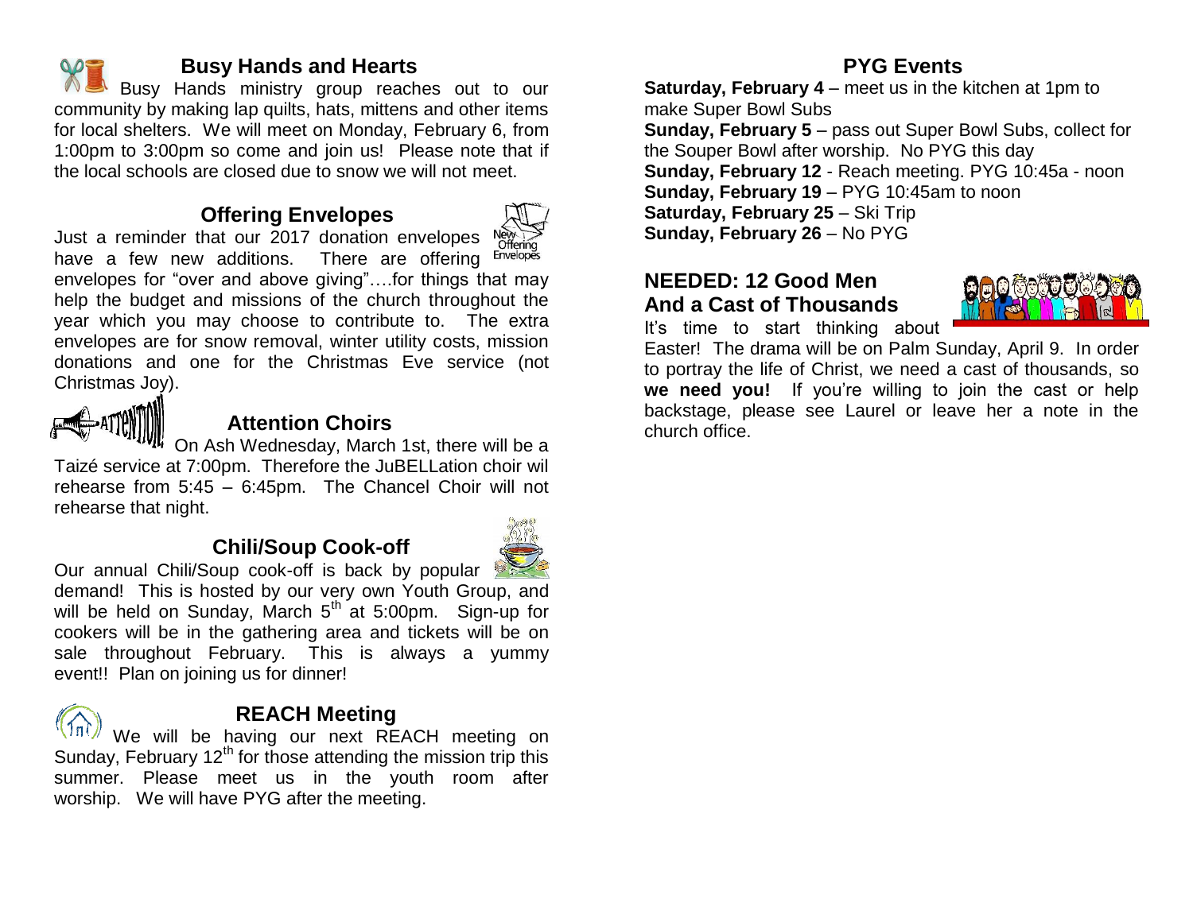## Busy Hands and Hearts

Busy Hands ministry group reaches out to our community by making lap quilts, hats, mittens and other items for local shelters. We will meet on Monday, February 6, from 1:00pm to 3:00pm so come and join us! Please note that if the local schools are closed due to snow we will not meet.

## Offering Envelopes

Just a reminder that our 2017 donation envelopes have a few new additions. There are offering envelopes for "over and above giving"….for things that may help the budget and missions of the church throughout the year which you may choose to contribute to. The extra envelopes are for snow removal, winter utility costs, mission donations and one for the Christmas Eve service (not Christmas Joy).

## Attention Choirs

On Ash Wednesday, March 1st, there will be a Taizé service at 7:00pm. Therefore the JuBELLation choir wil rehearse from 5:45 – 6:45pm. The Chancel Choir will not rehearse that night.

## Chili/Soup Cook-off

Our annual Chili/Soup cook-off is back by popular demand! This is hosted by our very own Youth Group, and will be held on Sunday, March 5th at 5:00pm. Sign-up for cookers will be in the gathering area and tickets will be on sale throughout February. This is always a yummy event!! Plan on joining us for dinner!

## REACH Meeting

We will be having our next REACH meeting on Sunday, February 12th for those attending the mission trip this summer. Please meet us in the youth room after worship. We will have PYG after the meeting.

## PYG Events

**Saturday, February 4** – meet us in the kitchen at 1pm to make Super Bowl Subs
**Sunday, February 5** – pass out Super Bowl Subs, collect for the Souper Bowl after worship. No PYG this day
**Sunday, February 12** - Reach meeting. PYG 10:45a - noon
**Sunday, February 19** – PYG 10:45am to noon
**Saturday, February 25** – Ski Trip
**Sunday, February 26** – No PYG

## NEEDED: 12 Good Men And a Cast of Thousands

It's time to start thinking about Easter! The drama will be on Palm Sunday, April 9. In order to portray the life of Christ, we need a cast of thousands, so **we need you!** If you're willing to join the cast or help backstage, please see Laurel or leave her a note in the church office.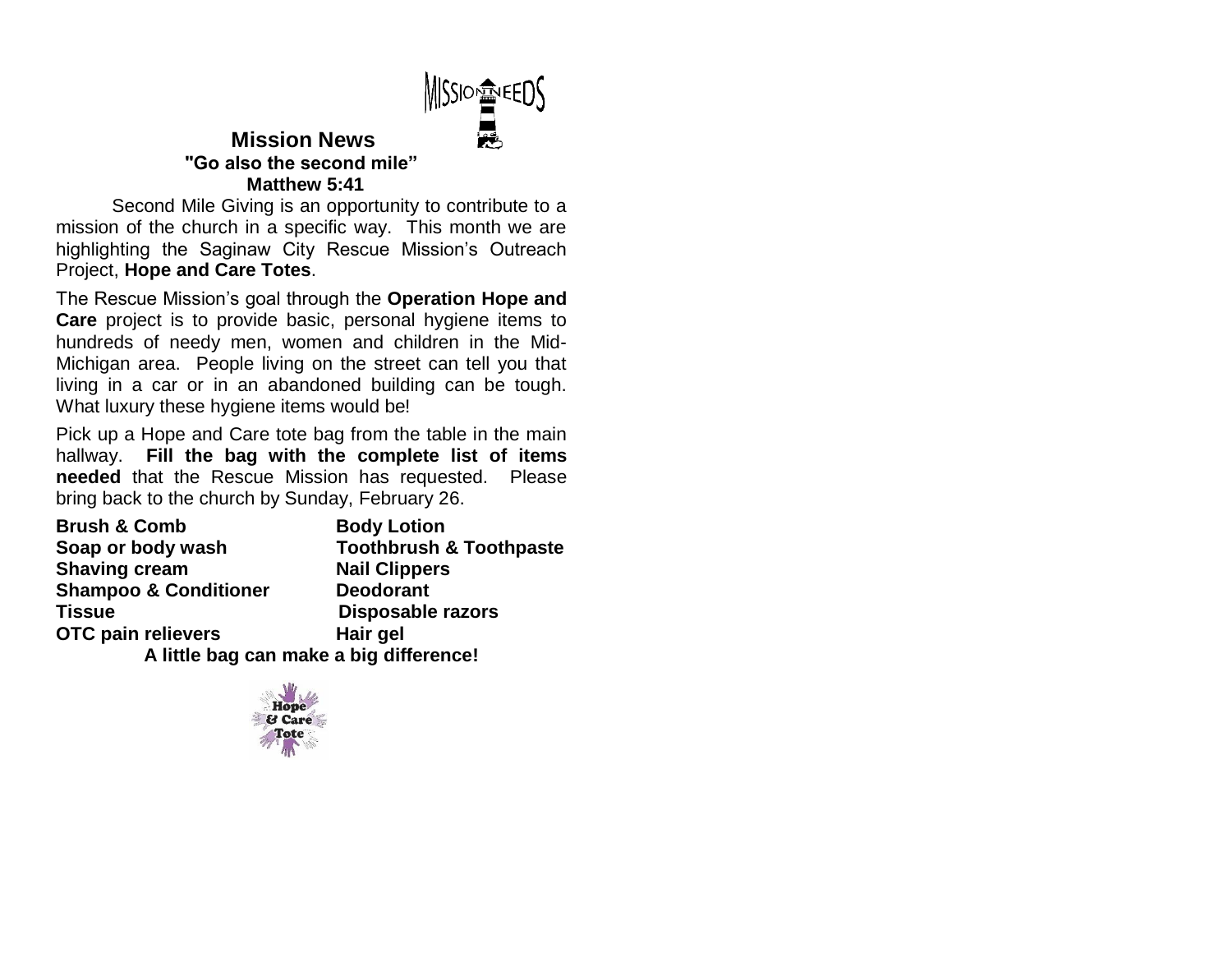MISSION NEEDS

## Mission News

**"Go also the second mile"**
**Matthew 5:41**

Second Mile Giving is an opportunity to contribute to a mission of the church in a specific way. This month we are highlighting the Saginaw City Rescue Mission's Outreach Project, **Hope and Care Totes**.

The Rescue Mission's goal through the **Operation Hope and Care** project is to provide basic, personal hygiene items to hundreds of needy men, women and children in the Mid-Michigan area. People living on the street can tell you that living in a car or in an abandoned building can be tough. What luxury these hygiene items would be!

Pick up a Hope and Care tote bag from the table in the main hallway. **Fill the bag with the complete list of items needed** that the Rescue Mission has requested. Please bring back to the church by Sunday, February 26.

- **Brush & Comb**
- **Soap or body wash**
- **Shaving cream**
- **Shampoo & Conditioner**
- **Tissue**
- **OTC pain relievers**
- **Body Lotion**
- **Toothbrush & Toothpaste**
- **Nail Clippers**
- **Deodorant**
- **Disposable razors**
- **Hair gel**

**A little bag can make a big difference!**

Hope & Care Tote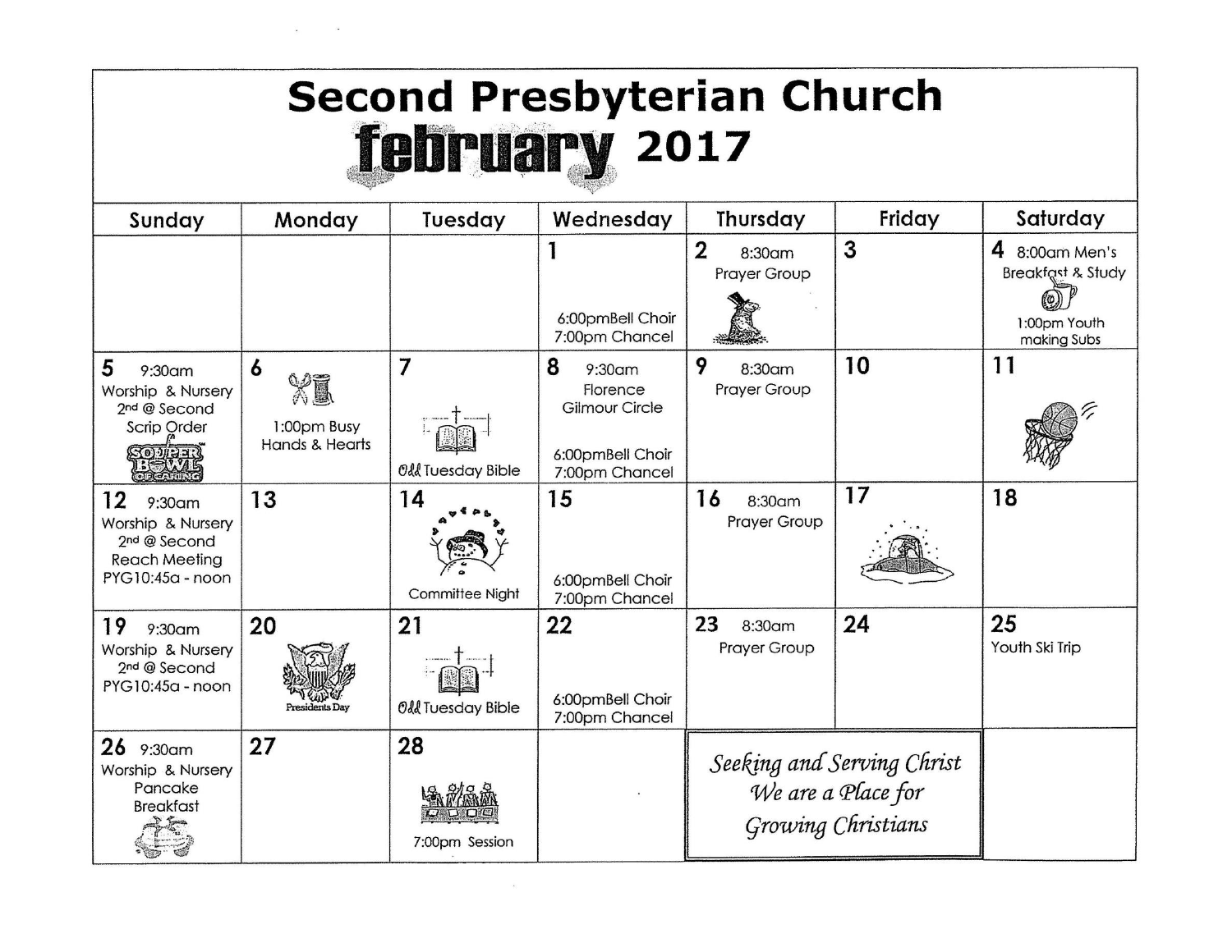# Second Presbyterian Church

## february 2017

| Sunday | Monday | Tuesday | Wednesday | Thursday | Friday | Saturday |
|---|---|---|---|---|---|---|
| | | | 1<br>6:00pmBell Choir<br>7:00pm Chancel | 2 8:30am<br>Prayer Group | 3 | 4 8:00am Men's Breakfast & Study<br>1:00pm Youth making Subs |
| 5 9:30am<br>Worship & Nursery<br>2nd @ Second<br>Scrip Order<br>SOUPER BOWL OF CARING | 6<br>1:00pm Busy Hands & Hearts | 7<br>Odd Tuesday Bible | 8 9:30am<br>Florence Gilmour Circle<br>6:00pmBell Choir<br>7:00pm Chancel | 9 8:30am<br>Prayer Group | 10 | 11 |
| 12 9:30am<br>Worship & Nursery<br>2nd @ Second<br>Reach Meeting<br>PYG10:45a - noon | 13 | 14<br>Committee Night | 15<br>6:00pmBell Choir<br>7:00pm Chancel | 16 8:30am<br>Prayer Group | 17 | 18 |
| 19 9:30am<br>Worship & Nursery<br>2nd @ Second<br>PYG10:45a - noon | 20<br>Presidents Day | 21<br>Odd Tuesday Bible | 22<br>6:00pmBell Choir<br>7:00pm Chancel | 23 8:30am<br>Prayer Group | 24 | 25<br>Youth Ski Trip |
| 26 9:30am<br>Worship & Nursery<br>Pancake Breakfast | 27 | 28<br>7:00pm Session | | *Seeking and Serving Christ*<br>*We are a Place for*<br>*Growing Christians* | | |